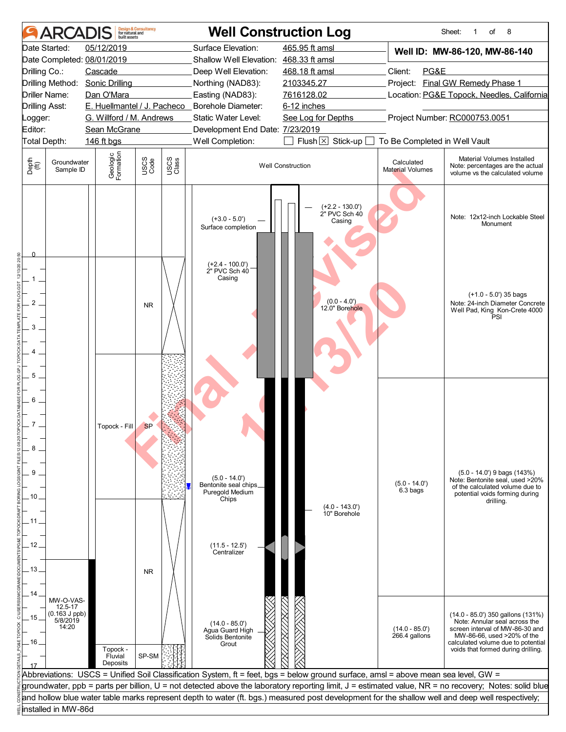# ARCADIS Well Construction Log

| | | | |
|---|---|---|---|
| Date Started: | 05/12/2019 | Surface Elevation: | 465.95 ft amsl |
| Date Completed: | 08/01/2019 | Shallow Well Elevation: | 468.33 ft amsl |
| Drilling Co.: | Cascade | Deep Well Elevation: | 468.18 ft amsl |
| Drilling Method: | Sonic Drilling | Northing (NAD83): | 2103345.27 |
| Driller Name: | Dan O'Mara | Easting (NAD83): | 7616128.02 |
| Drilling Asst: | E. Huellmantel / J. Pacheco | Borehole Diameter: | 6-12 inches |
| Logger: | G. Willford / M. Andrews | Static Water Level: | See Log for Depths |
| Editor: | Sean McGrane | Development End Date: | 7/23/2019 |
| Total Depth: | 146 ft bgs | Well Completion: | ☐ Flush ☒ Stick-up ☐ To Be Completed in Well Vault |

**Well ID: MW-86-120, MW-86-140**

Client: PG&E
Project: Final GW Remedy Phase 1
Location: PG&E Topock, Needles, California
Project Number: RC000753.0051

Final - Revised 12/13/20

| Depth (ft) | Groundwater Sample ID | Geologic Formation | USCS Code | USCS Class | Well Construction | Calculated Material Volumes | Material Volumes Installed (Note: percentages are the actual volume vs the calculated volume) |
|---|---|---|---|---|---|---|---|
| above 0 | | | | | (+3.0 - 5.0') Surface completion; (+2.2 - 130.0') 2" PVC Sch 40 Casing | | Note: 12x12-inch Lockable Steel Monument |
| 0 - 4 | | | NR | | (+2.4 - 100.0') 2" PVC Sch 40 Casing; (0.0 - 4.0') 12.0" Borehole | | (+1.0 - 5.0') 35 bags. Note: 24-inch Diameter Concrete Well Pad, King Kon-Crete 4000 PSI |
| 4 - 10 | | Topock - Fill | SP | | (5.0 - 14.0') Bentonite seal chips Puregold Medium Chips | (5.0 - 14.0') 6.3 bags | (5.0 - 14.0') 9 bags (143%). Note: Bentonite seal, used >20% of the calculated volume due to potential voids forming during drilling. |
| 10 - 14 | | | NR | | (4.0 - 143.0') 10" Borehole; (11.5 - 12.5') Centralizer | | |
| 14 - 17 | MW-O-VAS-12.5-17 (0.163 J ppb) 5/8/2019 14:20 | Topock - Fluvial Deposits | SP-SM | | (14.0 - 85.0') Agua Guard High Solids Bentonite Grout | (14.0 - 85.0') 266.4 gallons | (14.0 - 85.0') 350 gallons (131%). Note: Annular seal across the screen interval of MW-86-30 and MW-86-66, used >20% of the calculated volume due to potential voids that formed during drilling. |

Abbreviations: USCS = Unified Soil Classification System, ft = feet, bgs = below ground surface, amsl = above mean sea level, GW = groundwater, ppb = parts per billion, U = not detected above the laboratory reporting limit, J = estimated value, NR = no recovery; Notes: solid blue and hollow blue water table marks represent depth to water (ft. bgs.) measured post development for the shallow well and deep well respectively; installed in MW-86d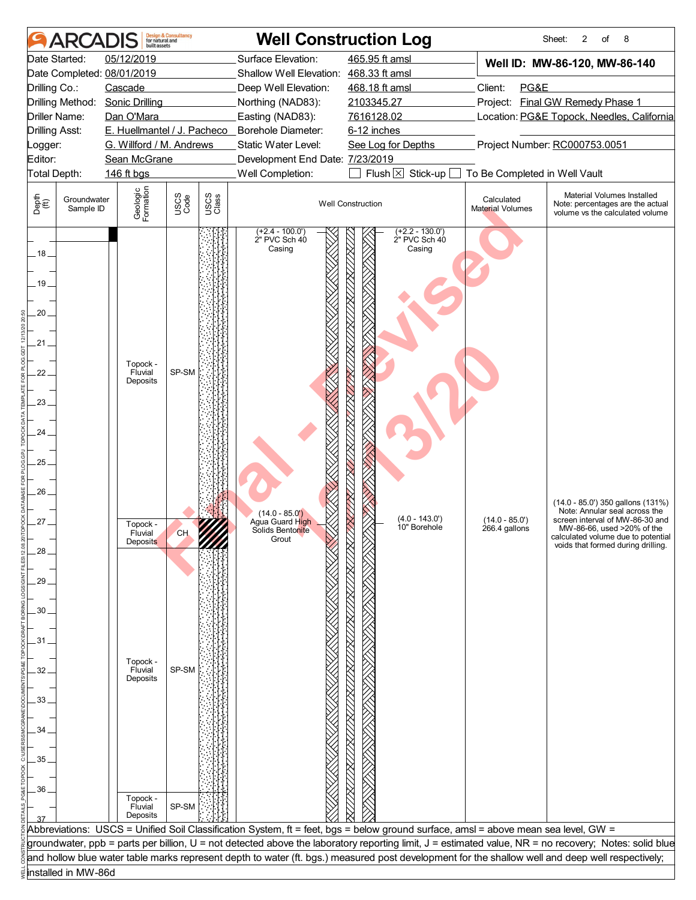# ARCADIS Well Construction Log

| | | | |
|---|---|---|---|
| Date Started: | 05/12/2019 | Surface Elevation: | 465.95 ft amsl |
| Date Completed: | 08/01/2019 | Shallow Well Elevation: | 468.33 ft amsl |
| Drilling Co.: | Cascade | Deep Well Elevation: | 468.18 ft amsl |
| Drilling Method: | Sonic Drilling | Northing (NAD83): | 2103345.27 |
| Driller Name: | Dan O'Mara | Easting (NAD83): | 7616128.02 |
| Drilling Asst: | E. Huellmantel / J. Pacheco | Borehole Diameter: | 6-12 inches |
| Logger: | G. Willford / M. Andrews | Static Water Level: | See Log for Depths |
| Editor: | Sean McGrane | Development End Date: | 7/23/2019 |
| Total Depth: | 146 ft bgs | Well Completion: | ☐ Flush ☒ Stick-up ☐ To Be Completed in Well Vault |

**Well ID: MW-86-120, MW-86-140**

Client: PG&E

Project: Final GW Remedy Phase 1

Location: PG&E Topock, Needles, California

Project Number: RC000753.0051

| Depth (ft) | Groundwater Sample ID | Geologic Formation | USCS Code | Well Construction | Calculated Material Volumes | Material Volumes Installed (Note: percentages are the actual volume vs the calculated volume) |
|---|---|---|---|---|---|---|
| 18–27 | | Topock - Fluvial Deposits | SP-SM | (+2.4 - 100.0') 2" PVC Sch 40 Casing; (+2.2 - 130.0') 2" PVC Sch 40 Casing | | |
| 27–28 | | Topock - Fluvial Deposits | CH | (14.0 - 85.0') Agua Guard High Solids Bentonite Grout; (4.0 - 143.0') 10" Borehole | (14.0 - 85.0') 266.4 gallons | (14.0 - 85.0') 350 gallons (131%) Note: Annular seal across the screen interval of MW-86-30 and MW-86-66, used >20% of the calculated volume due to potential voids that formed during drilling. |
| 28–36.5 | | Topock - Fluvial Deposits | SP-SM | | | |
| 36.5–37 | | Topock - Fluvial Deposits | SP-SM | | | |

Final - Revised 12/13/20

Abbreviations: USCS = Unified Soil Classification System, ft = feet, bgs = below ground surface, amsl = above mean sea level, GW = groundwater, ppb = parts per billion, U = not detected above the laboratory reporting limit, J = estimated value, NR = no recovery; Notes: solid blue and hollow blue water table marks represent depth to water (ft. bgs.) measured post development for the shallow well and deep well respectively; installed in MW-86d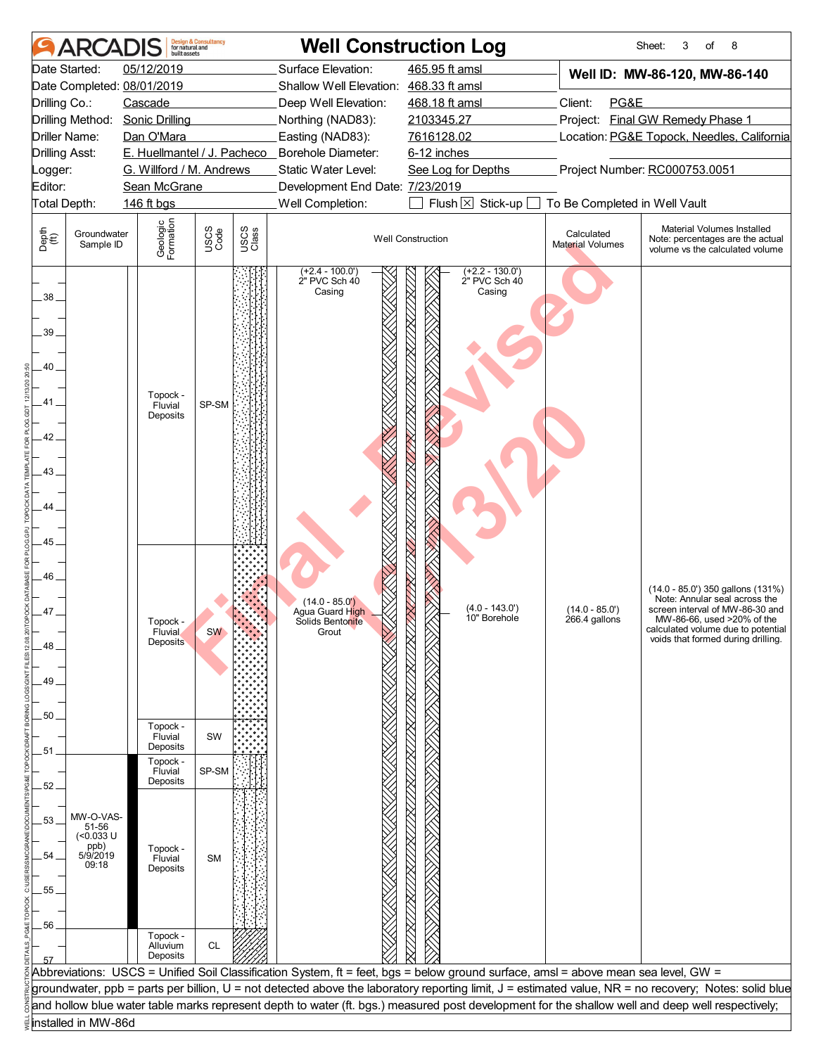# ARCADIS — Well Construction Log

Sheet: 3 of 8

| | | | |
|---|---|---|---|
| Date Started: 05/12/2019 | Surface Elevation: 465.95 ft amsl | **Well ID: MW-86-120, MW-86-140** | |
| Date Completed: 08/01/2019 | Shallow Well Elevation: 468.33 ft amsl | | |
| Drilling Co.: Cascade | Deep Well Elevation: 468.18 ft amsl | Client: PG&E | |
| Drilling Method: Sonic Drilling | Northing (NAD83): 2103345.27 | Project: Final GW Remedy Phase 1 | |
| Driller Name: Dan O'Mara | Easting (NAD83): 7616128.02 | Location: PG&E Topock, Needles, California | |
| Drilling Asst: E. Huellmantel / J. Pacheco | Borehole Diameter: 6-12 inches | | |
| Logger: G. Willford / M. Andrews | Static Water Level: See Log for Depths | Project Number: RC000753.0051 | |
| Editor: Sean McGrane | Development End Date: 7/23/2019 | | |
| Total Depth: 146 ft bgs | Well Completion: ☐ Flush ☒ Stick-up ☐ To Be Completed in Well Vault | | |

| Depth (ft) | Groundwater Sample ID | Geologic Formation | USCS Code | Well Construction | Calculated Material Volumes | Material Volumes Installed (Note: percentages are the actual volume vs the calculated volume) |
|---|---|---|---|---|---|---|
| 38–45 | | Topock - Fluvial Deposits | SP-SM | (+2.4 - 100.0') 2" PVC Sch 40 Casing; (+2.2 - 130.0') 2" PVC Sch 40 Casing | | |
| 45–50 | | Topock - Fluvial Deposits | SW | (14.0 - 85.0') Agua Guard High Solids Bentonite Grout; (4.0 - 143.0') 10" Borehole | (14.0 - 85.0') 266.4 gallons | (14.0 - 85.0') 350 gallons (131%) Note: Annular seal across the screen interval of MW-86-30 and MW-86-66, used >20% of the calculated volume due to potential voids that formed during drilling. |
| 50–51 | | Topock - Fluvial Deposits | SW | | | |
| 51–52 | | Topock - Fluvial Deposits | SP-SM | | | |
| 52–56 | MW-O-VAS-51-56 (<0.033 U ppb) 5/9/2019 09:18 | Topock - Fluvial Deposits | SM | | | |
| 56–57 | | Topock - Alluvium Deposits | CL | | | |

Abbreviations: USCS = Unified Soil Classification System, ft = feet, bgs = below ground surface, amsl = above mean sea level, GW = groundwater, ppb = parts per billion, U = not detected above the laboratory reporting limit, J = estimated value, NR = no recovery; Notes: solid blue and hollow blue water table marks represent depth to water (ft. bgs.) measured post development for the shallow well and deep well respectively; installed in MW-86d

Final - Revised 12/13/20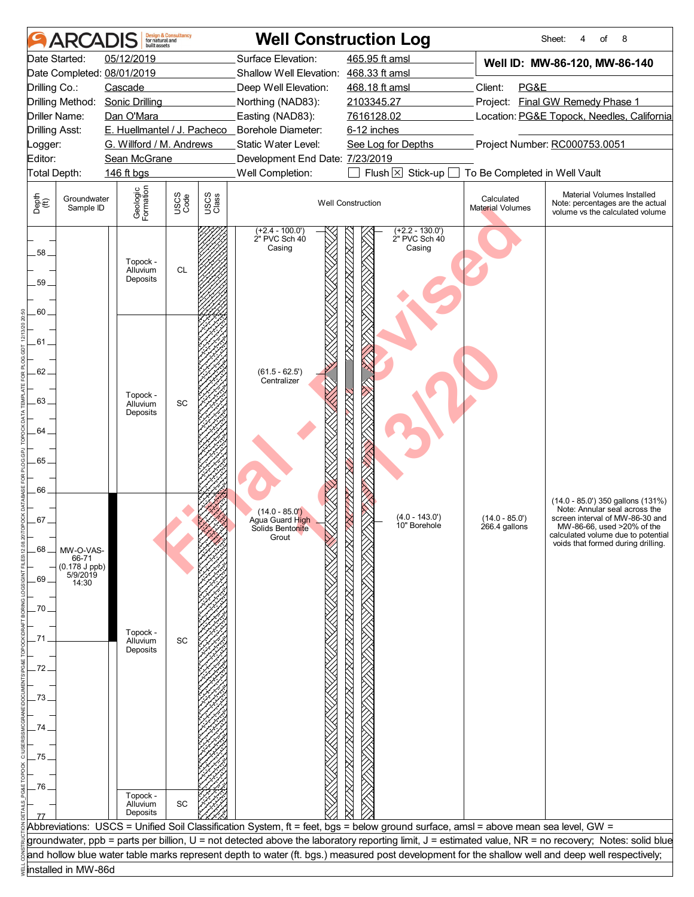# ARCADIS — Well Construction Log

Sheet: 4 of 8

| | | | |
|---|---|---|---|
| Date Started: 05/12/2019 | Surface Elevation: 465.95 ft amsl | **Well ID: MW-86-120, MW-86-140** | |
| Date Completed: 08/01/2019 | Shallow Well Elevation: 468.33 ft amsl | | |
| Drilling Co.: Cascade | Deep Well Elevation: 468.18 ft amsl | Client: PG&E | |
| Drilling Method: Sonic Drilling | Northing (NAD83): 2103345.27 | Project: Final GW Remedy Phase 1 | |
| Driller Name: Dan O'Mara | Easting (NAD83): 7616128.02 | Location: PG&E Topock, Needles, California | |
| Drilling Asst: E. Huellmantel / J. Pacheco | Borehole Diameter: 6-12 inches | | |
| Logger: G. Willford / M. Andrews | Static Water Level: See Log for Depths | Project Number: RC000753.0051 | |
| Editor: Sean McGrane | Development End Date: 7/23/2019 | | |
| Total Depth: 146 ft bgs | Well Completion: ☐ Flush ☒ Stick-up ☐ To Be Completed in Well Vault | | |

| Depth (ft) | Groundwater Sample ID | Geologic Formation | USCS Code | Well Construction | Calculated Material Volumes | Material Volumes Installed (Note: percentages are the actual volume vs the calculated volume) |
|---|---|---|---|---|---|---|
| 58–60 | | Topock - Alluvium Deposits | CL | (+2.4 - 100.0') 2" PVC Sch 40 Casing; (+2.2 - 130.0') 2" PVC Sch 40 Casing | | |
| 60–66 | | Topock - Alluvium Deposits | SC | (61.5 - 62.5') Centralizer | | |
| 66–71 | MW-O-VAS-66-71 (0.178 J ppb) 5/9/2019 14:30 | Topock - Alluvium Deposits | SC | (14.0 - 85.0') Agua Guard High Solids Bentonite Grout; (4.0 - 143.0') 10" Borehole | (14.0 - 85.0') 266.4 gallons | (14.0 - 85.0') 350 gallons (131%) Note: Annular seal across the screen interval of MW-86-30 and MW-86-66, used >20% of the calculated volume due to potential voids that formed during drilling. |
| 71–76 | | Topock - Alluvium Deposits | SC | | | |
| 76–77 | | Topock - Alluvium Deposits | SC | | | |

Abbreviations: USCS = Unified Soil Classification System, ft = feet, bgs = below ground surface, amsl = above mean sea level, GW = groundwater, ppb = parts per billion, U = not detected above the laboratory reporting limit, J = estimated value, NR = no recovery; Notes: solid blue and hollow blue water table marks represent depth to water (ft. bgs.) measured post development for the shallow well and deep well respectively; installed in MW-86d

Final - Revised 12/13/20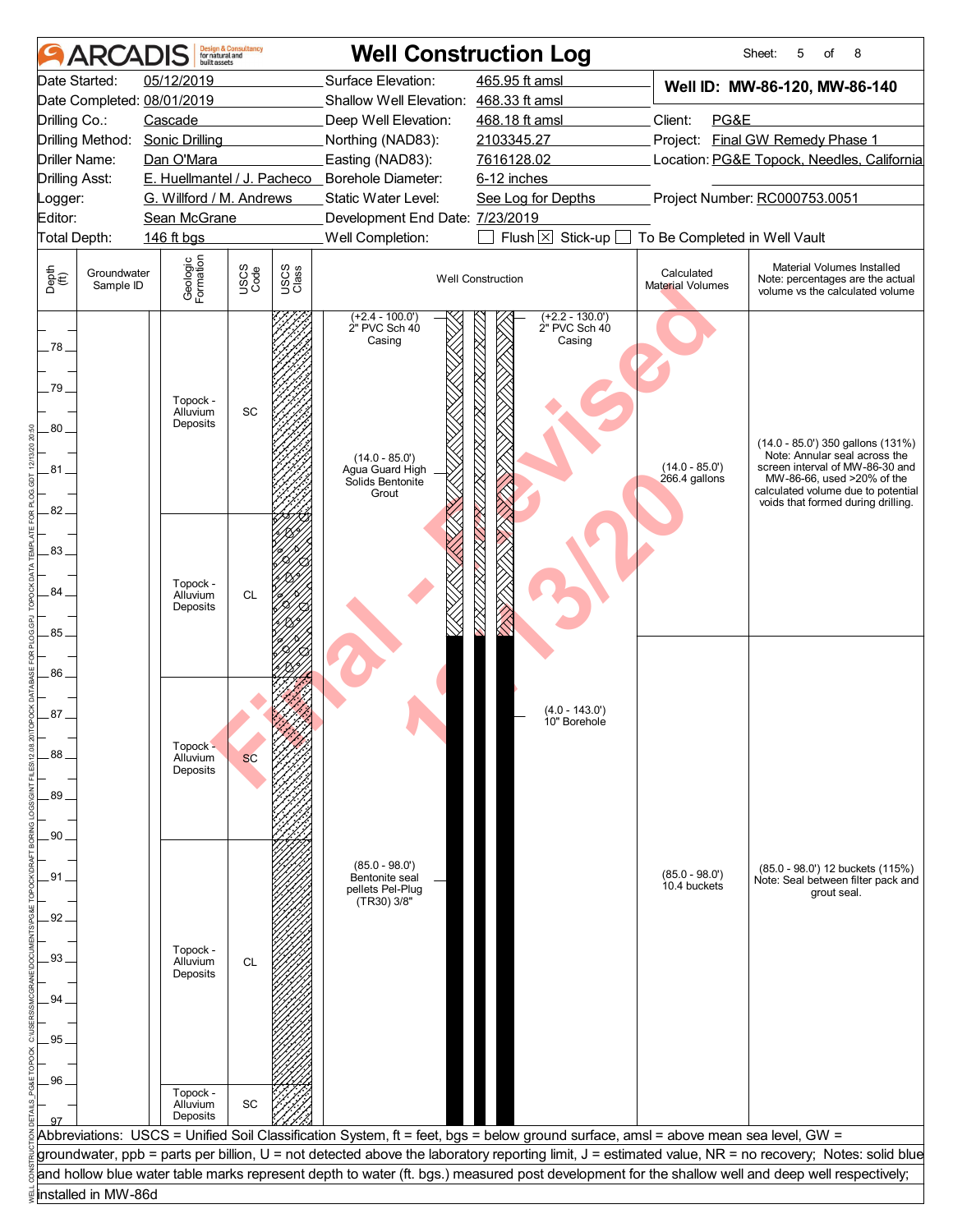# ARCADIS Well Construction Log

| | | | |
|---|---|---|---|
| Date Started: | 05/12/2019 | Surface Elevation: | 465.95 ft amsl |
| Date Completed: | 08/01/2019 | Shallow Well Elevation: | 468.33 ft amsl |
| Drilling Co.: | Cascade | Deep Well Elevation: | 468.18 ft amsl |
| Drilling Method: | Sonic Drilling | Northing (NAD83): | 2103345.27 |
| Driller Name: | Dan O'Mara | Easting (NAD83): | 7616128.02 |
| Drilling Asst: | E. Huellmantel / J. Pacheco | Borehole Diameter: | 6-12 inches |
| Logger: | G. Willford / M. Andrews | Static Water Level: | See Log for Depths |
| Editor: | Sean McGrane | Development End Date: | 7/23/2019 |
| Total Depth: | 146 ft bgs | Well Completion: | Flush ☒ Stick-up ☐ To Be Completed in Well Vault |

**Well ID: MW-86-120, MW-86-140**

Client: PG&E
Project: Final GW Remedy Phase 1
Location: PG&E Topock, Needles, California
Project Number: RC000753.0051

| Depth (ft) | Groundwater Sample ID | Geologic Formation | USCS Code | Well Construction | Calculated Material Volumes | Material Volumes Installed (Note: percentages are the actual volume vs the calculated volume) |
|---|---|---|---|---|---|---|
| 77–82 | | Topock - Alluvium Deposits | SC | (+2.4 - 100.0') 2" PVC Sch 40 Casing; (+2.2 - 130.0') 2" PVC Sch 40 Casing; (14.0 - 85.0') Agua Guard High Solids Bentonite Grout | (14.0 - 85.0') 266.4 gallons | (14.0 - 85.0') 350 gallons (131%) Note: Annular seal across the screen interval of MW-86-30 and MW-86-66, used >20% of the calculated volume due to potential voids that formed during drilling. |
| 82–86 | | Topock - Alluvium Deposits | CL | | | |
| 86–90 | | Topock - Alluvium Deposits | SC | (4.0 - 143.0') 10" Borehole | | |
| 90–96.6 | | Topock - Alluvium Deposits | CL | (85.0 - 98.0') Bentonite seal pellets Pel-Plug (TR30) 3/8" | (85.0 - 98.0') 10.4 buckets | (85.0 - 98.0') 12 buckets (115%) Note: Seal between filter pack and grout seal. |
| 96.6–97 | | Topock - Alluvium Deposits | SC | | | |

Final - Revised 12/13/20

Abbreviations: USCS = Unified Soil Classification System, ft = feet, bgs = below ground surface, amsl = above mean sea level, GW = groundwater, ppb = parts per billion, U = not detected above the laboratory reporting limit, J = estimated value, NR = no recovery; Notes: solid blue and hollow blue water table marks represent depth to water (ft. bgs.) measured post development for the shallow well and deep well respectively; installed in MW-86d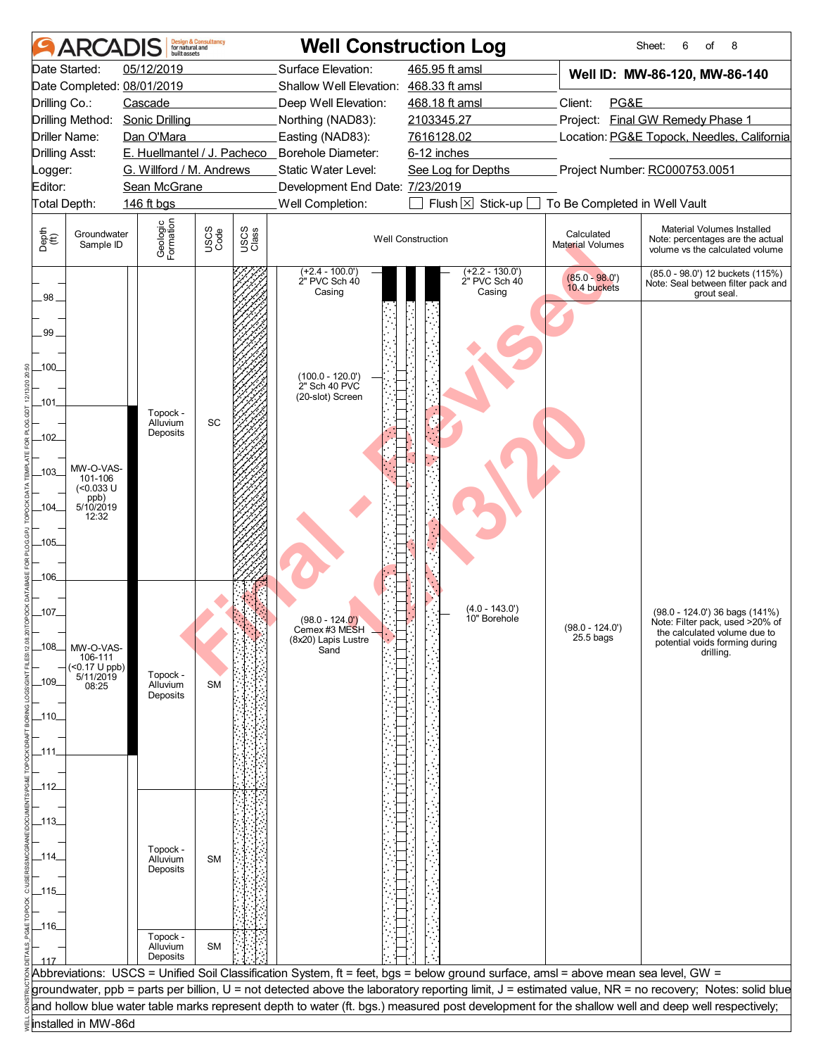# Well Construction Log

Sheet: 6 of 8

| | | | |
|---|---|---|---|
| Date Started: | 05/12/2019 | Surface Elevation: | 465.95 ft amsl |
| Date Completed: | 08/01/2019 | Shallow Well Elevation: | 468.33 ft amsl |
| Drilling Co.: | Cascade | Deep Well Elevation: | 468.18 ft amsl |
| Drilling Method: | Sonic Drilling | Northing (NAD83): | 2103345.27 |
| Driller Name: | Dan O'Mara | Easting (NAD83): | 7616128.02 |
| Drilling Asst: | E. Huellmantel / J. Pacheco | Borehole Diameter: | 6-12 inches |
| Logger: | G. Willford / M. Andrews | Static Water Level: | See Log for Depths |
| Editor: | Sean McGrane | Development End Date: | 7/23/2019 |
| Total Depth: | 146 ft bgs | Well Completion: | ☐ Flush ☒ Stick-up ☐ To Be Completed in Well Vault |

**Well ID: MW-86-120, MW-86-140**

Client: PG&E
Project: Final GW Remedy Phase 1
Location: PG&E Topock, Needles, California
Project Number: RC000753.0051

| Depth (ft) | Groundwater Sample ID | Geologic Formation | USCS Code | Well Construction | Calculated Material Volumes | Material Volumes Installed (Note: percentages are the actual volume vs the calculated volume) |
|---|---|---|---|---|---|---|
| 97–101 | | | | (+2.4 - 100.0') 2" PVC Sch 40 Casing; (+2.2 - 130.0') 2" PVC Sch 40 Casing; (100.0 - 120.0') 2" Sch 40 PVC (20-slot) Screen | (85.0 - 98.0') 10.4 buckets | (85.0 - 98.0') 12 buckets (115%) Note: Seal between filter pack and grout seal. |
| 101–106 | MW-O-VAS-101-106 (<0.033 U ppb) 5/10/2019 12:32 | Topock - Alluvium Deposits | SC | | | |
| 106–112 | MW-O-VAS-106-111 (<0.17 U ppb) 5/11/2019 08:25 | Topock - Alluvium Deposits | SM | (98.0 - 124.0') Cemex #3 MESH (8x20) Lapis Lustre Sand; (4.0 - 143.0') 10" Borehole | (98.0 - 124.0') 25.5 bags | (98.0 - 124.0') 36 bags (141%) Note: Filter pack, used >20% of the calculated volume due to potential voids forming during drilling. |
| 112–116 | | Topock - Alluvium Deposits | SM | | | |
| 116–117 | | Topock - Alluvium Deposits | SM | | | |

Abbreviations: USCS = Unified Soil Classification System, ft = feet, bgs = below ground surface, amsl = above mean sea level, GW = groundwater, ppb = parts per billion, U = not detected above the laboratory reporting limit, J = estimated value, NR = no recovery; Notes: solid blue and hollow blue water table marks represent depth to water (ft. bgs.) measured post development for the shallow well and deep well respectively; installed in MW-86d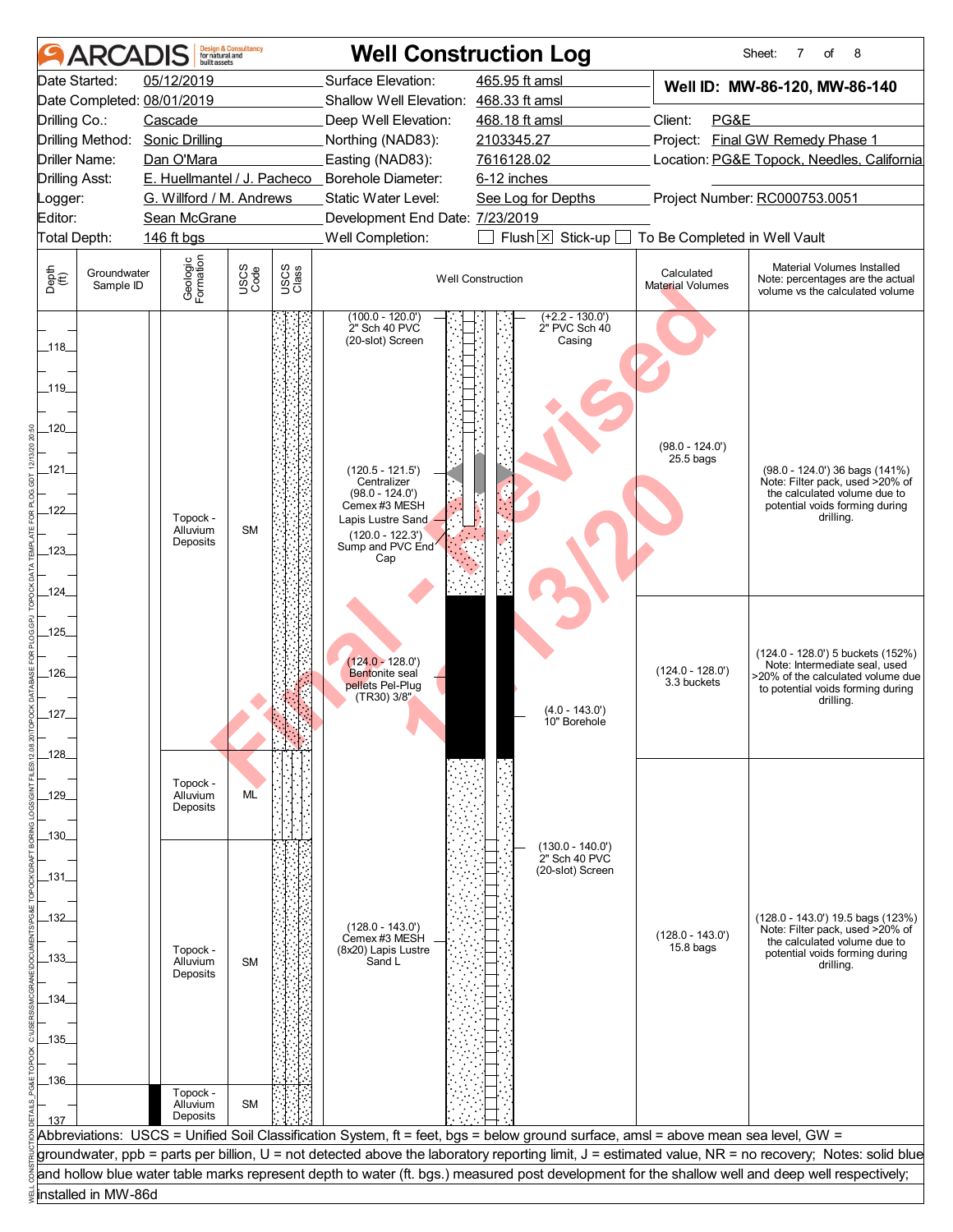# ARCADIS Well Construction Log

Sheet: 7 of 8

| | | | |
|---|---|---|---|
| Date Started: | 05/12/2019 | Surface Elevation: | 465.95 ft amsl |
| Date Completed: | 08/01/2019 | Shallow Well Elevation: | 468.33 ft amsl |
| Drilling Co.: | Cascade | Deep Well Elevation: | 468.18 ft amsl |
| Drilling Method: | Sonic Drilling | Northing (NAD83): | 2103345.27 |
| Driller Name: | Dan O'Mara | Easting (NAD83): | 7616128.02 |
| Drilling Asst: | E. Huellmantel / J. Pacheco | Borehole Diameter: | 6-12 inches |
| Logger: | G. Willford / M. Andrews | Static Water Level: | See Log for Depths |
| Editor: | Sean McGrane | Development End Date: | 7/23/2019 |
| Total Depth: | 146 ft bgs | Well Completion: | Flush [X] Stick-up [ ] To Be Completed in Well Vault |

**Well ID: MW-86-120, MW-86-140**

Client: PG&E

Project: Final GW Remedy Phase 1

Location: PG&E Topock, Needles, California

Project Number: RC000753.0051

| Depth (ft) | Groundwater Sample ID | Geologic Formation | USCS Code | Well Construction | Calculated Material Volumes | Material Volumes Installed (Note: percentages are the actual volume vs the calculated volume) |
|---|---|---|---|---|---|---|
| 117–128 | | Topock - Alluvium Deposits | SM | (100.0 - 120.0') 2" Sch 40 PVC (20-slot) Screen; (+2.2 - 130.0') 2" PVC Sch 40 Casing; (120.5 - 121.5') Centralizer; (98.0 - 124.0') Cemex #3 MESH Lapis Lustre Sand; (120.0 - 122.3') Sump and PVC End Cap | (98.0 - 124.0') 25.5 bags | (98.0 - 124.0') 36 bags (141%) Note: Filter pack, used >20% of the calculated volume due to potential voids forming during drilling. |
| | | | | (124.0 - 128.0') Bentonite seal pellets Pel-Plug (TR30) 3/8"; (4.0 - 143.0') 10" Borehole | (124.0 - 128.0') 3.3 buckets | (124.0 - 128.0') 5 buckets (152%) Note: Intermediate seal, used >20% of the calculated volume due to potential voids forming during drilling. |
| 128–130 | | Topock - Alluvium Deposits | ML | | | |
| 130–136 | | Topock - Alluvium Deposits | SM | (130.0 - 140.0') 2" Sch 40 PVC (20-slot) Screen; (128.0 - 143.0') Cemex #3 MESH (8x20) Lapis Lustre Sand L | (128.0 - 143.0') 15.8 bags | (128.0 - 143.0') 19.5 bags (123%) Note: Filter pack, used >20% of the calculated volume due to potential voids forming during drilling. |
| 136–137 | | Topock - Alluvium Deposits | SM | | | |

Abbreviations: USCS = Unified Soil Classification System, ft = feet, bgs = below ground surface, amsl = above mean sea level, GW = groundwater, ppb = parts per billion, U = not detected above the laboratory reporting limit, J = estimated value, NR = no recovery; Notes: solid blue and hollow blue water table marks represent depth to water (ft. bgs.) measured post development for the shallow well and deep well respectively; installed in MW-86d

Final - Revised 12/13/20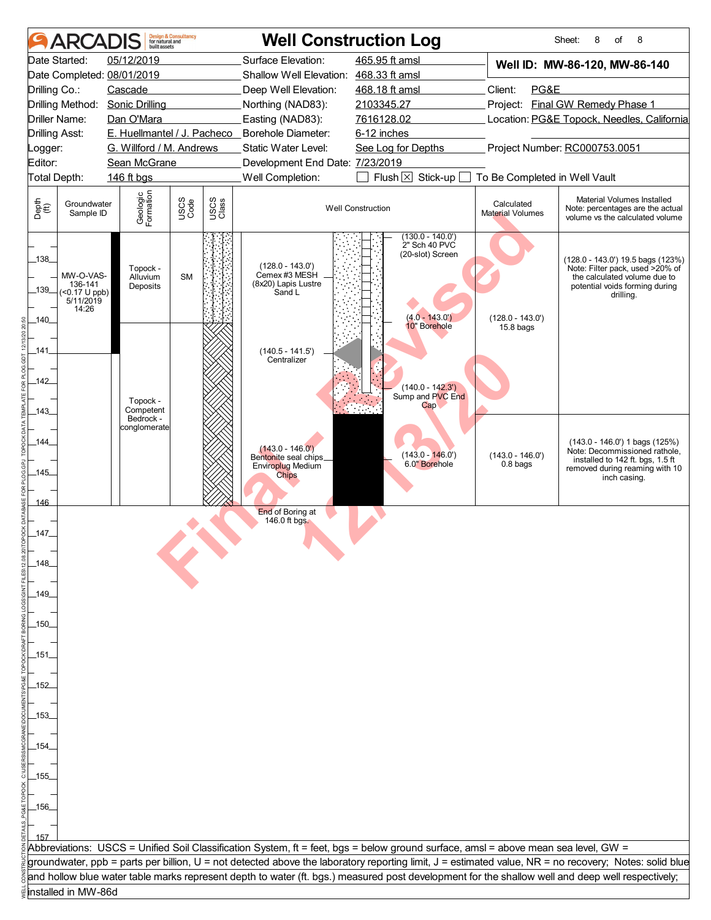# ARCADIS Design & Consultancy for natural and built assets

## Well Construction Log

| | | | |
|---|---|---|---|
| Date Started: | 05/12/2019 | Surface Elevation: | 465.95 ft amsl |
| Date Completed: | 08/01/2019 | Shallow Well Elevation: | 468.33 ft amsl |
| Drilling Co.: | Cascade | Deep Well Elevation: | 468.18 ft amsl |
| Drilling Method: | Sonic Drilling | Northing (NAD83): | 2103345.27 |
| Driller Name: | Dan O'Mara | Easting (NAD83): | 7616128.02 |
| Drilling Asst: | E. Huellmantel / J. Pacheco | Borehole Diameter: | 6-12 inches |
| Logger: | G. Willford / M. Andrews | Static Water Level: | See Log for Depths |
| Editor: | Sean McGrane | Development End Date: | 7/23/2019 |
| Total Depth: | 146 ft bgs | Well Completion: | ☐ Flush ☒ Stick-up ☐ To Be Completed in Well Vault |

**Well ID: MW-86-120, MW-86-140**

Client: PG&E
Project: Final GW Remedy Phase 1
Location: PG&E Topock, Needles, California
Project Number: RC000753.0051

| Depth (ft) | Groundwater Sample ID | Geologic Formation | USCS Code | Well Construction | Calculated Material Volumes | Material Volumes Installed (Note: percentages are the actual volume vs the calculated volume) |
|---|---|---|---|---|---|---|
| 138–140 | MW-O-VAS-136-141 (<0.17 U ppb) 5/11/2019 14:26 | Topock - Alluvium Deposits | SM | (130.0 - 140.0') 2" Sch 40 PVC (20-slot) Screen; (128.0 - 143.0') Cemex #3 MESH (8x20) Lapis Lustre Sand L; (4.0 - 143.0') 10" Borehole | (128.0 - 143.0') 15.8 bags | (128.0 - 143.0') 19.5 bags (123%) Note: Filter pack, used >20% of the calculated volume due to potential voids forming during drilling. |
| 140–143 | | Topock - Competent Bedrock - conglomerate | | (140.5 - 141.5') Centralizer; (140.0 - 142.3') Sump and PVC End Cap | | |
| 143–146 | | | | (143.0 - 146.0') Bentonite seal chips Enviroplug Medium Chips; (143.0 - 146.0') 6.0" Borehole | (143.0 - 146.0') 0.8 bags | (143.0 - 146.0') 1 bags (125%) Note: Decommissioned rathole, installed to 142 ft. bgs, 1.5 ft removed during reaming with 10 inch casing. |

End of Boring at 146.0 ft bgs.

Final - Revised 12/13/20

Abbreviations: USCS = Unified Soil Classification System, ft = feet, bgs = below ground surface, amsl = above mean sea level, GW = groundwater, ppb = parts per billion, U = not detected above the laboratory reporting limit, J = estimated value, NR = no recovery; Notes: solid blue and hollow blue water table marks represent depth to water (ft. bgs.) measured post development for the shallow well and deep well respectively; installed in MW-86d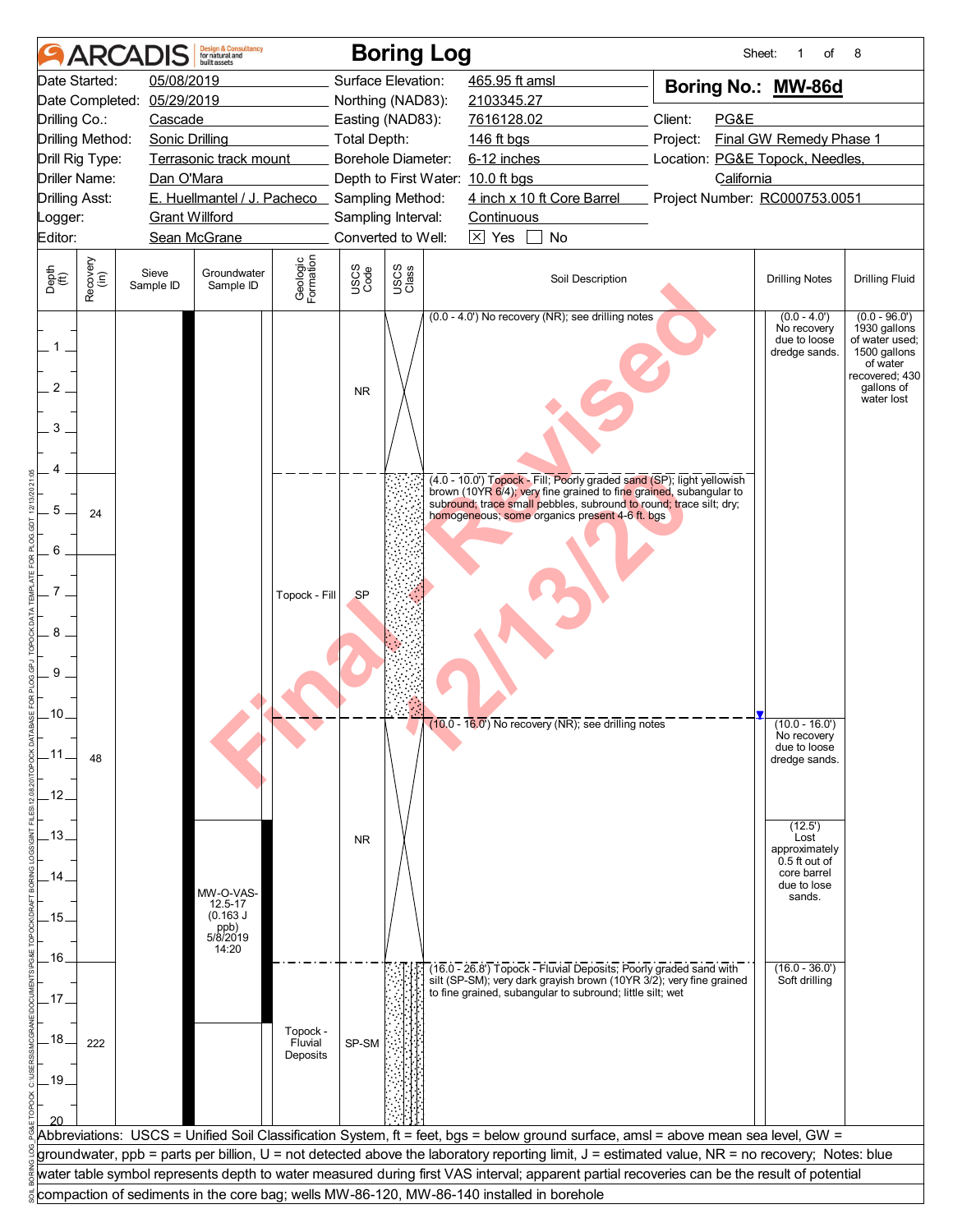# ARCADIS Boring Log

Sheet: 1 of 8

| | | | |
|---|---|---|---|
| Date Started: | 05/08/2019 | Surface Elevation: | 465.95 ft amsl |
| Date Completed: | 05/29/2019 | Northing (NAD83): | 2103345.27 |
| Drilling Co.: | Cascade | Easting (NAD83): | 7616128.02 |
| Drilling Method: | Sonic Drilling | Total Depth: | 146 ft bgs |
| Drill Rig Type: | Terrasonic track mount | Borehole Diameter: | 6-12 inches |
| Driller Name: | Dan O'Mara | Depth to First Water: | 10.0 ft bgs |
| Drilling Asst: | E. Huellmantel / J. Pacheco | Sampling Method: | 4 inch x 10 ft Core Barrel |
| Logger: | Grant Willford | Sampling Interval: | Continuous |
| Editor: | Sean McGrane | Converted to Well: | ☒ Yes ☐ No |

**Boring No.: MW-86d**

Client: PG&E
Project: Final GW Remedy Phase 1
Location: PG&E Topock, Needles, California
Project Number: RC000753.0051

| Depth (ft) | Recovery (in) | Sieve Sample ID | Groundwater Sample ID | Geologic Formation | USCS Code | Soil Description | Drilling Notes | Drilling Fluid |
|---|---|---|---|---|---|---|---|---|
| 0.0 - 4.0 | | | | | NR | (0.0 - 4.0') No recovery (NR); see drilling notes | (0.0 - 4.0') No recovery due to loose dredge sands. | (0.0 - 96.0') 1930 gallons of water used; 1500 gallons of water recovered; 430 gallons of water lost |
| 4.0 - 10.0 | 24 | | | Topock - Fill | SP | (4.0 - 10.0') Topock - Fill; Poorly graded sand (SP); light yellowish brown (10YR 6/4); very fine grained to fine grained, subangular to subround; trace small pebbles, subround to round; trace silt; dry; homogeneous; some organics present 4-6 ft. bgs | | |
| 10.0 - 16.0 | 48 | | MW-O-VAS-12.5-17 (0.163 J ppb) 5/8/2019 14:20 | | NR | (10.0 - 16.0') No recovery (NR); see drilling notes | (10.0 - 16.0') No recovery due to loose dredge sands. (12.5') Lost approximately 0.5 ft out of core barrel due to lose sands. | |
| 16.0 - 20.0 | 222 | | | Topock - Fluvial Deposits | SP-SM | (16.0 - 26.8') Topock - Fluvial Deposits; Poorly graded sand with silt (SP-SM); very dark grayish brown (10YR 3/2); very fine grained to fine grained, subangular to subround; little silt; wet | (16.0 - 36.0') Soft drilling | |

Abbreviations: USCS = Unified Soil Classification System, ft = feet, bgs = below ground surface, amsl = above mean sea level, GW = groundwater, ppb = parts per billion, U = not detected above the laboratory reporting limit, J = estimated value, NR = no recovery; Notes: blue water table symbol represents depth to water measured during first VAS interval; apparent partial recoveries can be the result of potential compaction of sediments in the core bag; wells MW-86-120, MW-86-140 installed in borehole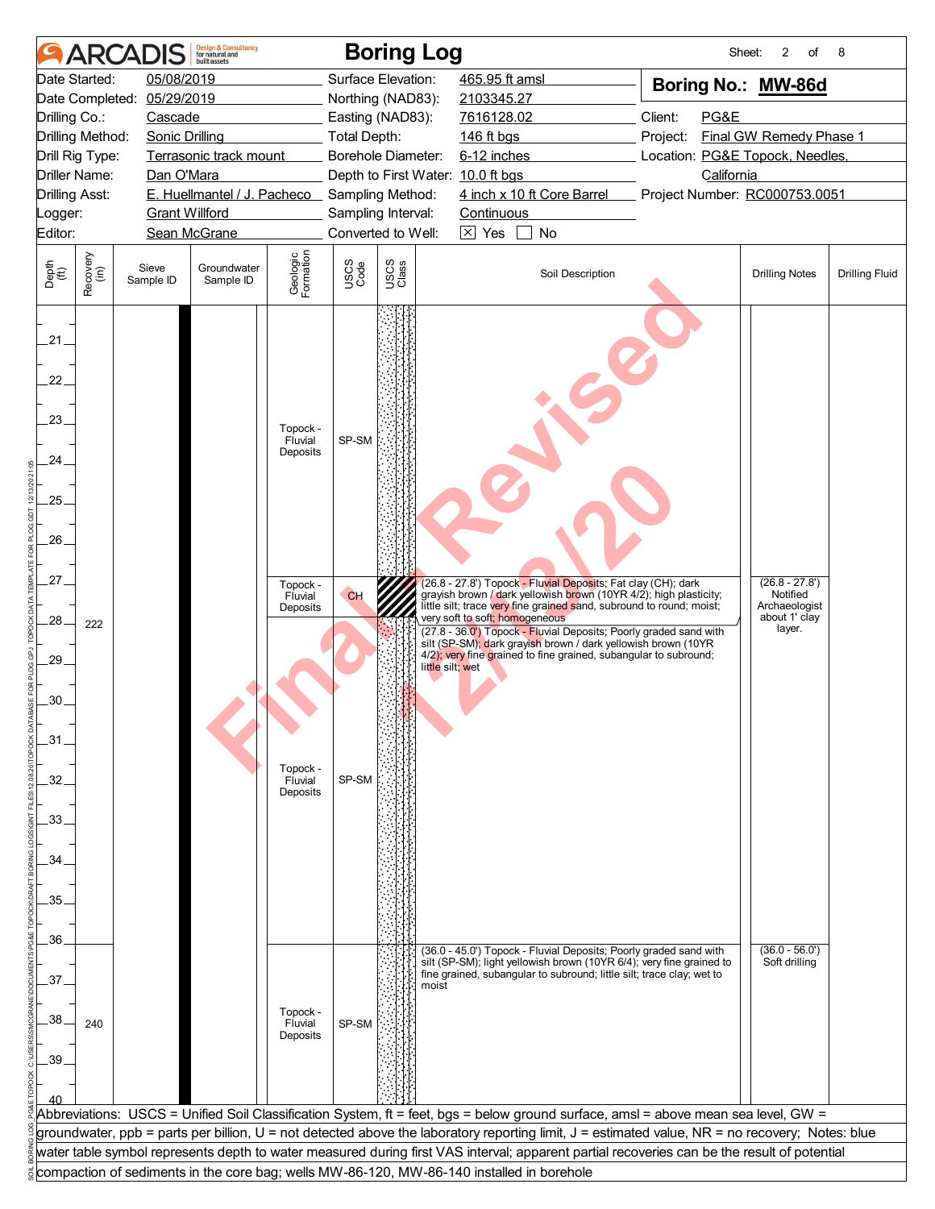# Boring Log

Sheet: 2 of 8

| | | | |
|---|---|---|---|
| Date Started: | 05/08/2019 | Surface Elevation: | 465.95 ft amsl |
| Date Completed: | 05/29/2019 | Northing (NAD83): | 2103345.27 |
| Drilling Co.: | Cascade | Easting (NAD83): | 7616128.02 |
| Drilling Method: | Sonic Drilling | Total Depth: | 146 ft bgs |
| Drill Rig Type: | Terrasonic track mount | Borehole Diameter: | 6-12 inches |
| Driller Name: | Dan O'Mara | Depth to First Water: | 10.0 ft bgs |
| Drilling Asst: | E. Huellmantel / J. Pacheco | Sampling Method: | 4 inch x 10 ft Core Barrel |
| Logger: | Grant Willford | Sampling Interval: | Continuous |
| Editor: | Sean McGrane | Converted to Well: | [X] Yes [ ] No |

**Boring No.: MW-86d**

Client: PG&E
Project: Final GW Remedy Phase 1
Location: PG&E Topock, Needles, California
Project Number: RC000753.0051

| Depth (ft) | Recovery (in) | Sieve Sample ID | Groundwater Sample ID | Geologic Formation | USCS Code | USCS Class | Soil Description | Drilling Notes | Drilling Fluid |
|---|---|---|---|---|---|---|---|---|---|
| 21–26.8 | | | | Topock - Fluvial Deposits | SP-SM | | | | |
| 26.8–27.8 | | | | Topock - Fluvial Deposits | CH | | (26.8 - 27.8') Topock - Fluvial Deposits; Fat clay (CH); dark grayish brown / dark yellowish brown (10YR 4/2); high plasticity; little silt; trace very fine grained sand, subround to round; moist; very soft to soft; homogeneous | (26.8 - 27.8') Notified Archaeologist about 1' clay layer. | |
| 27.8–36.0 | 222 | | | Topock - Fluvial Deposits | SP-SM | | (27.8 - 36.0') Topock - Fluvial Deposits; Poorly graded sand with silt (SP-SM); dark grayish brown / dark yellowish brown (10YR 4/2); very fine grained to fine grained, subangular to subround; little silt; wet | | |
| 36.0–40 | 240 | | | Topock - Fluvial Deposits | SP-SM | | (36.0 - 45.0') Topock - Fluvial Deposits; Poorly graded sand with silt (SP-SM); light yellowish brown (10YR 6/4); very fine grained to fine grained, subangular to subround; little silt; trace clay; wet to moist | (36.0 - 56.0') Soft drilling | |

Abbreviations: USCS = Unified Soil Classification System, ft = feet, bgs = below ground surface, amsl = above mean sea level, GW = groundwater, ppb = parts per billion, U = not detected above the laboratory reporting limit, J = estimated value, NR = no recovery; Notes: blue water table symbol represents depth to water measured during first VAS interval; apparent partial recoveries can be the result of potential compaction of sediments in the core bag; wells MW-86-120, MW-86-140 installed in borehole

Final Revised 12/18/20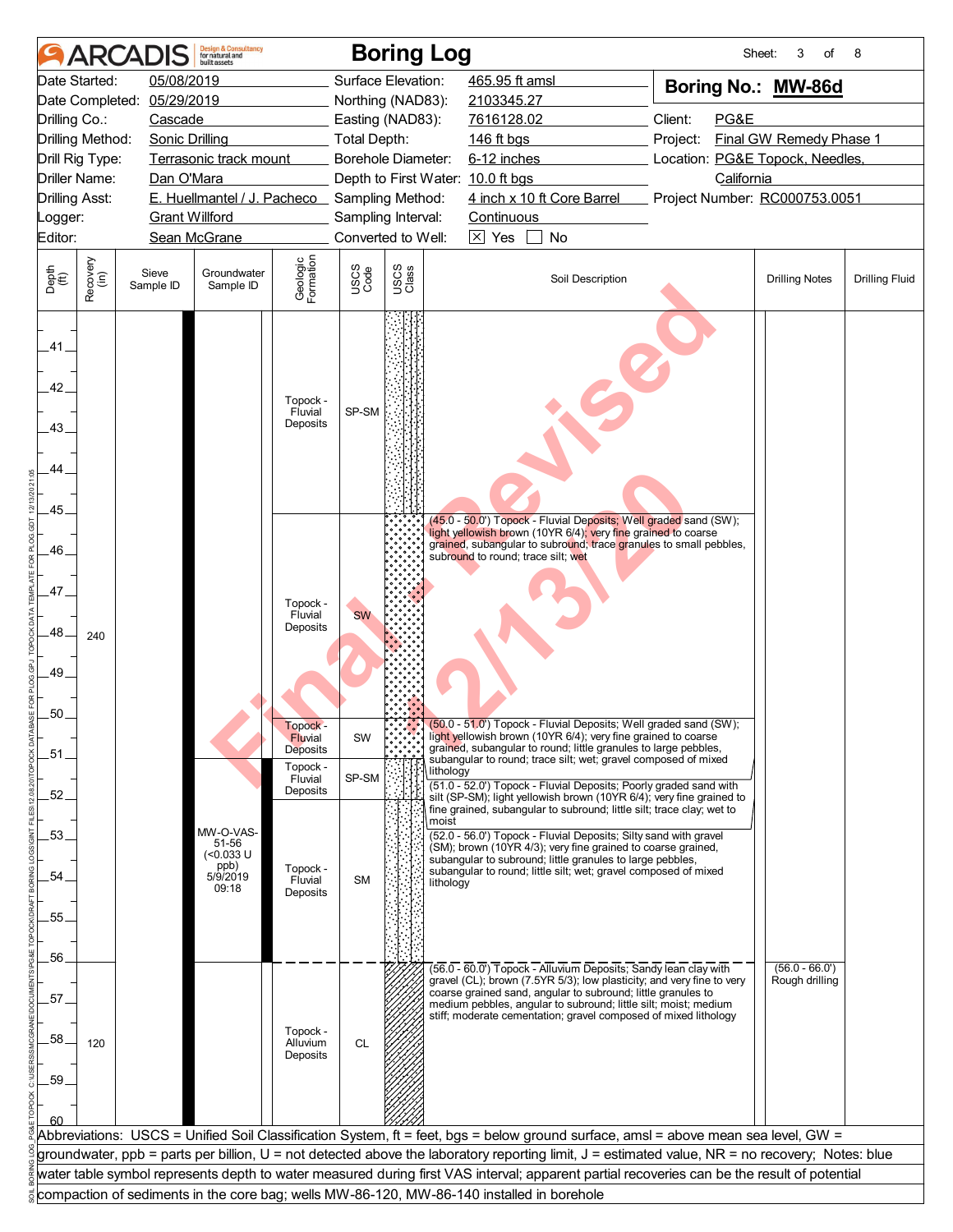# Boring Log

Sheet: 3 of 8

**Boring No.: MW-86d**

| | | | |
|---|---|---|---|
| Date Started: | 05/08/2019 | Surface Elevation: | 465.95 ft amsl |
| Date Completed: | 05/29/2019 | Northing (NAD83): | 2103345.27 |
| Drilling Co.: | Cascade | Easting (NAD83): | 7616128.02 |
| Drilling Method: | Sonic Drilling | Total Depth: | 146 ft bgs |
| Drill Rig Type: | Terrasonic track mount | Borehole Diameter: | 6-12 inches |
| Driller Name: | Dan O'Mara | Depth to First Water: | 10.0 ft bgs |
| Drilling Asst: | E. Huellmantel / J. Pacheco | Sampling Method: | 4 inch x 10 ft Core Barrel |
| Logger: | Grant Willford | Sampling Interval: | Continuous |
| Editor: | Sean McGrane | Converted to Well: | [X] Yes [ ] No |

Client: PG&E
Project: Final GW Remedy Phase 1
Location: PG&E Topock, Needles, California
Project Number: RC000753.0051

| Depth (ft) | Recovery (in) | Sieve Sample ID | Groundwater Sample ID | Geologic Formation | USCS Code | Soil Description | Drilling Notes |
|---|---|---|---|---|---|---|---|
| 41–45 | | | | Topock - Fluvial Deposits | SP-SM | | |
| 45–50 | 240 | | | Topock - Fluvial Deposits | SW | (45.0 - 50.0') Topock - Fluvial Deposits; Well graded sand (SW); light yellowish brown (10YR 6/4); very fine grained to coarse grained, subangular to subround; trace granules to small pebbles, subround to round; trace silt; wet | |
| 50–51 | | | | Topock - Fluvial Deposits | SW | (50.0 - 51.0') Topock - Fluvial Deposits; Well graded sand (SW); light yellowish brown (10YR 6/4); very fine grained to coarse grained, subangular to round; little granules to large pebbles, subangular to round; trace silt; wet; gravel composed of mixed lithology | |
| 51–52 | | | MW-O-VAS-51-56 (<0.033 U ppb) 5/9/2019 09:18 | Topock - Fluvial Deposits | SP-SM | (51.0 - 52.0') Topock - Fluvial Deposits; Poorly graded sand with silt (SP-SM); light yellowish brown (10YR 6/4); very fine grained to fine grained, subangular to subround; little silt; trace clay; wet to moist | |
| 52–56 | | | | Topock - Fluvial Deposits | SM | (52.0 - 56.0') Topock - Fluvial Deposits; Silty sand with gravel (SM); brown (10YR 4/3); very fine grained to coarse grained, subangular to subround; little granules to large pebbles, subangular to round; little silt; wet; gravel composed of mixed lithology | |
| 56–60 | 120 | | | Topock - Alluvium Deposits | CL | (56.0 - 60.0') Topock - Alluvium Deposits; Sandy lean clay with gravel (CL); brown (7.5YR 5/3); low plasticity; and very fine to very coarse grained sand, angular to subround; little granules to medium pebbles, angular to subround; little silt; moist; medium stiff; moderate cementation; gravel composed of mixed lithology | (56.0 - 66.0') Rough drilling |

Abbreviations: USCS = Unified Soil Classification System, ft = feet, bgs = below ground surface, amsl = above mean sea level, GW = groundwater, ppb = parts per billion, U = not detected above the laboratory reporting limit, J = estimated value, NR = no recovery; Notes: blue water table symbol represents depth to water measured during first VAS interval; apparent partial recoveries can be the result of potential compaction of sediments in the core bag; wells MW-86-120, MW-86-140 installed in borehole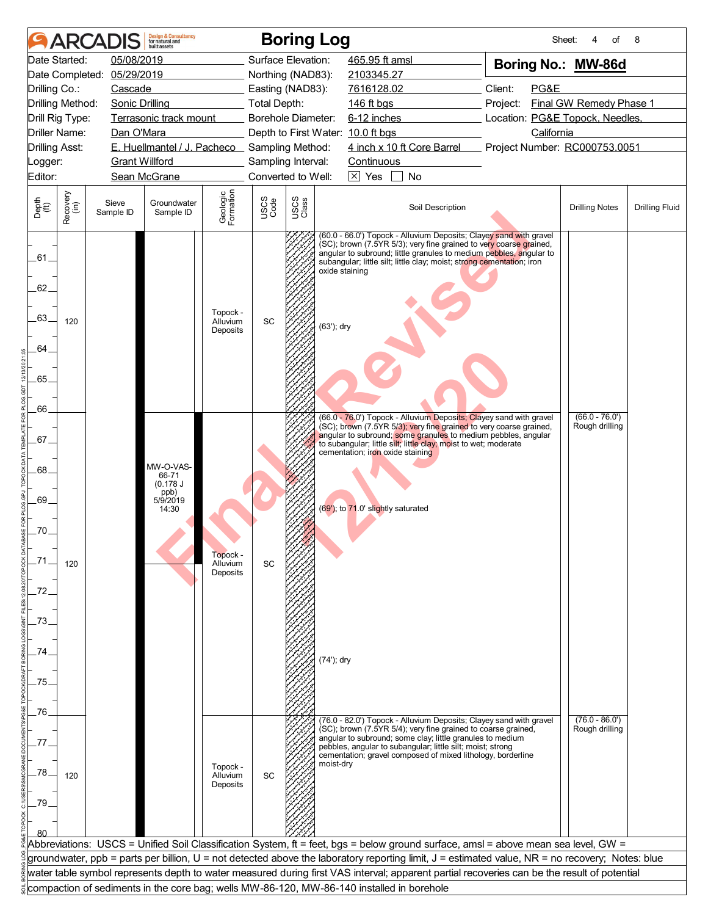# Boring Log

**ARCADIS** Design & Consultancy for natural and built assets

Sheet: 4 of 8

| | | | |
|---|---|---|---|
| Date Started: | 05/08/2019 | Surface Elevation: | 465.95 ft amsl |
| Date Completed: | 05/29/2019 | Northing (NAD83): | 2103345.27 |
| Drilling Co.: | Cascade | Easting (NAD83): | 7616128.02 |
| Drilling Method: | Sonic Drilling | Total Depth: | 146 ft bgs |
| Drill Rig Type: | Terrasonic track mount | Borehole Diameter: | 6-12 inches |
| Driller Name: | Dan O'Mara | Depth to First Water: | 10.0 ft bgs |
| Drilling Asst: | E. Huellmantel / J. Pacheco | Sampling Method: | 4 inch x 10 ft Core Barrel |
| Logger: | Grant Willford | Sampling Interval: | Continuous |
| Editor: | Sean McGrane | Converted to Well: | ☒ Yes ☐ No |

**Boring No.: MW-86d**

Client: PG&E
Project: Final GW Remedy Phase 1
Location: PG&E Topock, Needles, California
Project Number: RC000753.0051

| Depth (ft) | Recovery (in) | Sieve Sample ID | Groundwater Sample ID | Geologic Formation | USCS Code | Soil Description | Drilling Notes | Drilling Fluid |
|---|---|---|---|---|---|---|---|---|
| 60–66 | 120 | | | Topock - Alluvium Deposits | SC | (60.0 - 66.0') Topock - Alluvium Deposits; Clayey sand with gravel (SC); brown (7.5YR 5/3); very fine grained to very coarse grained, angular to subround; little granules to medium pebbles, angular to subangular; little silt; little clay; moist; strong cementation; iron oxide staining<br>(63'); dry | | |
| 66–76 | 120 | | MW-O-VAS-66-71 (0.178 J ppb) 5/9/2019 14:30 | Topock - Alluvium Deposits | SC | (66.0 - 76.0') Topock - Alluvium Deposits; Clayey sand with gravel (SC); brown (7.5YR 5/3); very fine grained to very coarse grained, angular to subround; some granules to medium pebbles, angular to subangular; little silt; little clay; moist to wet; moderate cementation; iron oxide staining<br>(69'); to 71.0' slightly saturated<br>(74'); dry | (66.0 - 76.0') Rough drilling | |
| 76–80 | 120 | | | Topock - Alluvium Deposits | SC | (76.0 - 82.0') Topock - Alluvium Deposits; Clayey sand with gravel (SC); brown (7.5YR 5/4); very fine grained to coarse grained, angular to subround; some clay; little granules to medium pebbles, angular to subangular; little silt; moist; strong cementation; gravel composed of mixed lithology, borderline moist-dry | (76.0 - 86.0') Rough drilling | |

Abbreviations: USCS = Unified Soil Classification System, ft = feet, bgs = below ground surface, amsl = above mean sea level, GW = groundwater, ppb = parts per billion, U = not detected above the laboratory reporting limit, J = estimated value, NR = no recovery; Notes: blue water table symbol represents depth to water measured during first VAS interval; apparent partial recoveries can be the result of potential compaction of sediments in the core bag; wells MW-86-120, MW-86-140 installed in borehole

Final Revised 12/13/20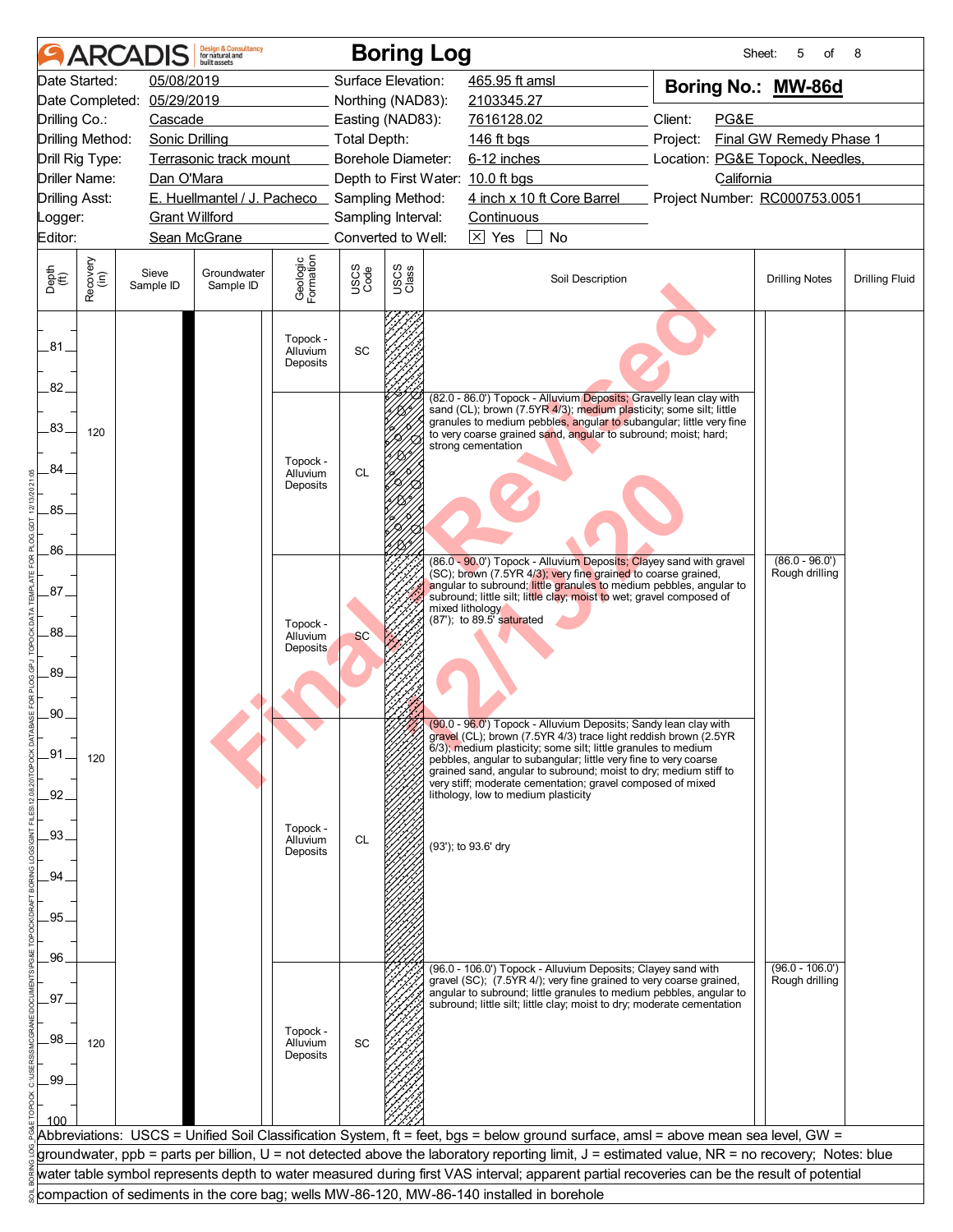# ARCADIS Boring Log

| | | | | | |
|---|---|---|---|---|---|
| Date Started: | 05/08/2019 | Surface Elevation: | 465.95 ft amsl | **Boring No.:** | **MW-86d** |
| Date Completed: | 05/29/2019 | Northing (NAD83): | 2103345.27 | | |
| Drilling Co.: | Cascade | Easting (NAD83): | 7616128.02 | Client: | PG&E |
| Drilling Method: | Sonic Drilling | Total Depth: | 146 ft bgs | Project: | Final GW Remedy Phase 1 |
| Drill Rig Type: | Terrasonic track mount | Borehole Diameter: | 6-12 inches | Location: | PG&E Topock, Needles, California |
| Driller Name: | Dan O'Mara | Depth to First Water: | 10.0 ft bgs | | |
| Drilling Asst: | E. Huellmantel / J. Pacheco | Sampling Method: | 4 inch x 10 ft Core Barrel | Project Number: | RC000753.0051 |
| Logger: | Grant Willford | Sampling Interval: | Continuous | | |
| Editor: | Sean McGrane | Converted to Well: | ☒ Yes ☐ No | | |

| Depth (ft) | Recovery (in) | Sieve Sample ID | Groundwater Sample ID | Geologic Formation | USCS Code | Soil Description | Drilling Notes | Drilling Fluid |
|---|---|---|---|---|---|---|---|---|
| 81–82 | 120 | | | Topock - Alluvium Deposits | SC | | | |
| 82–86 | | | | Topock - Alluvium Deposits | CL | (82.0 - 86.0') Topock - Alluvium Deposits; Gravelly lean clay with sand (CL); brown (7.5YR 4/3); medium plasticity; some silt; little granules to medium pebbles, angular to subangular; little very fine to very coarse grained sand, angular to subround; moist; hard; strong cementation | | |
| 86–90 | 120 | | | Topock - Alluvium Deposits | SC | (86.0 - 90.0') Topock - Alluvium Deposits; Clayey sand with gravel (SC); brown (7.5YR 4/3); very fine grained to coarse grained, angular to subround; little granules to medium pebbles, angular to subround; little silt; little clay; moist to wet; gravel composed of mixed lithology<br>(87'); to 89.5' saturated | (86.0 - 96.0') Rough drilling | |
| 90–96 | | | | Topock - Alluvium Deposits | CL | (90.0 - 96.0') Topock - Alluvium Deposits; Sandy lean clay with gravel (CL); brown (7.5YR 4/3) trace light reddish brown (2.5YR 6/3); medium plasticity; some silt; little granules to medium pebbles, angular to subangular; little very fine to very coarse grained sand, angular to subround; moist to dry; medium stiff to very stiff; moderate cementation; gravel composed of mixed lithology, low to medium plasticity<br>(93'); to 93.6' dry | | |
| 96–100 | 120 | | | Topock - Alluvium Deposits | SC | (96.0 - 106.0') Topock - Alluvium Deposits; Clayey sand with gravel (SC); (7.5YR 4/); very fine grained to very coarse grained, angular to subround; little granules to medium pebbles, angular to subround; little silt; little clay; moist to dry; moderate cementation | (96.0 - 106.0') Rough drilling | |

Abbreviations: USCS = Unified Soil Classification System, ft = feet, bgs = below ground surface, amsl = above mean sea level, GW = groundwater, ppb = parts per billion, U = not detected above the laboratory reporting limit, J = estimated value, NR = no recovery; Notes: blue water table symbol represents depth to water measured during first VAS interval; apparent partial recoveries can be the result of potential compaction of sediments in the core bag; wells MW-86-120, MW-86-140 installed in borehole

Final Revised 12/13/20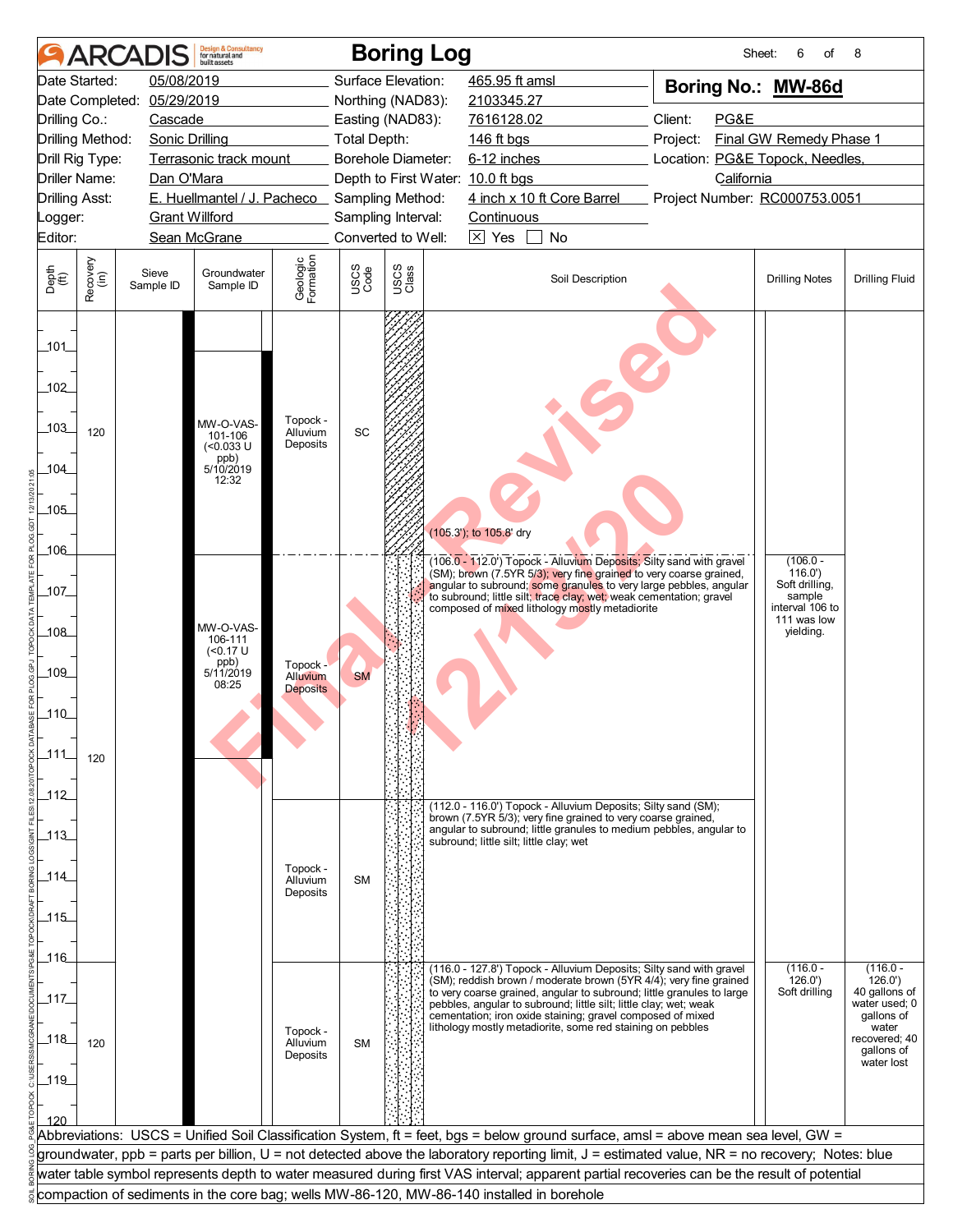# ARCADIS Boring Log

Sheet: 6 of 8

| | | | |
|---|---|---|---|
| Date Started: | 05/08/2019 | Surface Elevation: | 465.95 ft amsl |
| Date Completed: | 05/29/2019 | Northing (NAD83): | 2103345.27 |
| Drilling Co.: | Cascade | Easting (NAD83): | 7616128.02 |
| Drilling Method: | Sonic Drilling | Total Depth: | 146 ft bgs |
| Drill Rig Type: | Terrasonic track mount | Borehole Diameter: | 6-12 inches |
| Driller Name: | Dan O'Mara | Depth to First Water: | 10.0 ft bgs |
| Drilling Asst: | E. Huellmantel / J. Pacheco | Sampling Method: | 4 inch x 10 ft Core Barrel |
| Logger: | Grant Willford | Sampling Interval: | Continuous |
| Editor: | Sean McGrane | Converted to Well: | [X] Yes [ ] No |

**Boring No.: MW-86d**

Client: PG&E
Project: Final GW Remedy Phase 1
Location: PG&E Topock, Needles, California
Project Number: RC000753.0051

| Depth (ft) | Recovery (in) | Sieve Sample ID | Groundwater Sample ID | Geologic Formation | USCS Code | Soil Description | Drilling Notes | Drilling Fluid |
|---|---|---|---|---|---|---|---|---|
| 101–106 | 120 | | MW-O-VAS-101-106 (<0.033 U ppb) 5/10/2019 12:32 | Topock - Alluvium Deposits | SC | (105.3'); to 105.8' dry | | |
| 106–112 | 120 | | MW-O-VAS-106-111 (<0.17 U ppb) 5/11/2019 08:25 | Topock - Alluvium Deposits | SM | (106.0 - 112.0') Topock - Alluvium Deposits; Silty sand with gravel (SM); brown (7.5YR 5/3); very fine grained to very coarse grained, angular to subround; some granules to very large pebbles, angular to subround; little silt; trace clay; wet; weak cementation; gravel composed of mixed lithology mostly metadiorite | (106.0 - 116.0') Soft drilling, sample interval 106 to 111 was low yielding. | |
| 112–116 | | | | Topock - Alluvium Deposits | SM | (112.0 - 116.0') Topock - Alluvium Deposits; Silty sand (SM); brown (7.5YR 5/3); very fine grained to very coarse grained, angular to subround; little granules to medium pebbles, angular to subround; little silt; little clay; wet | | |
| 116–120 | 120 | | | Topock - Alluvium Deposits | SM | (116.0 - 127.8') Topock - Alluvium Deposits; Silty sand with gravel (SM); reddish brown / moderate brown (5YR 4/4); very fine grained to very coarse grained, angular to subround; little granules to large pebbles, angular to subround; little silt; little clay; wet; weak cementation; iron oxide staining; gravel composed of mixed lithology mostly metadiorite, some red staining on pebbles | (116.0 - 126.0') Soft drilling | (116.0 - 126.0') 40 gallons of water used; 0 gallons of water recovered; 40 gallons of water lost |

Abbreviations: USCS = Unified Soil Classification System, ft = feet, bgs = below ground surface, amsl = above mean sea level, GW = groundwater, ppb = parts per billion, U = not detected above the laboratory reporting limit, J = estimated value, NR = no recovery; Notes: blue water table symbol represents depth to water measured during first VAS interval; apparent partial recoveries can be the result of potential compaction of sediments in the core bag; wells MW-86-120, MW-86-140 installed in borehole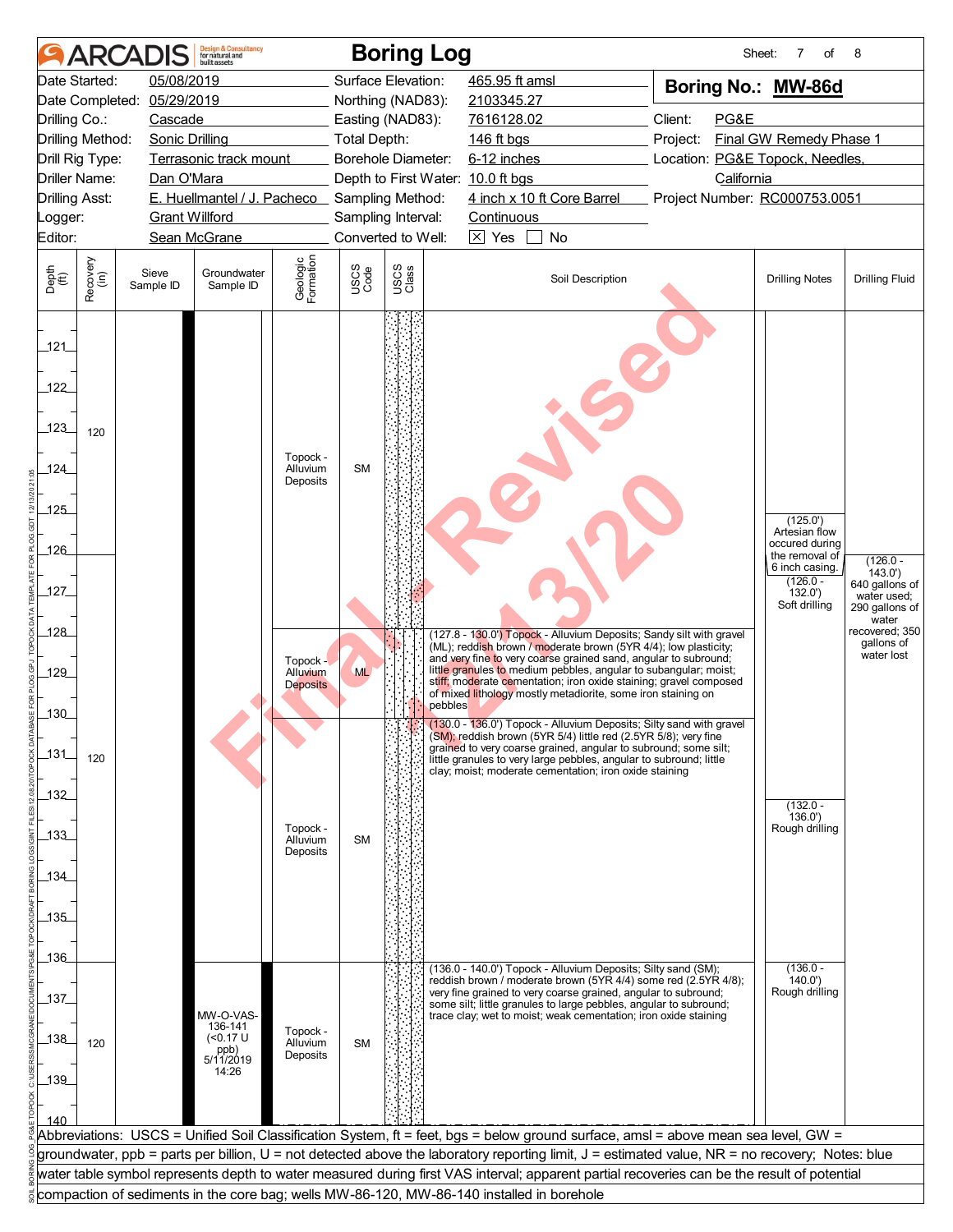# ARCADIS Boring Log

Sheet: 7 of 8

| | | | |
|---|---|---|---|
| Date Started: | 05/08/2019 | Surface Elevation: | 465.95 ft amsl |
| Date Completed: | 05/29/2019 | Northing (NAD83): | 2103345.27 |
| Drilling Co.: | Cascade | Easting (NAD83): | 7616128.02 |
| Drilling Method: | Sonic Drilling | Total Depth: | 146 ft bgs |
| Drill Rig Type: | Terrasonic track mount | Borehole Diameter: | 6-12 inches |
| Driller Name: | Dan O'Mara | Depth to First Water: | 10.0 ft bgs |
| Drilling Asst: | E. Huellmantel / J. Pacheco | Sampling Method: | 4 inch x 10 ft Core Barrel |
| Logger: | Grant Willford | Sampling Interval: | Continuous |
| Editor: | Sean McGrane | Converted to Well: | [X] Yes [ ] No |

**Boring No.: MW-86d**

Client: PG&E
Project: Final GW Remedy Phase 1
Location: PG&E Topock, Needles, California
Project Number: RC000753.0051

| Depth (ft) | Recovery (in) | Sieve Sample ID | Groundwater Sample ID | Geologic Formation | USCS Code | Soil Description | Drilling Notes | Drilling Fluid |
|---|---|---|---|---|---|---|---|---|
| 120–126 | 120 | | | Topock - Alluvium Deposits | SM | | (125.0') Artesian flow occured during the removal of 6 inch casing. | |
| 126–127.8 | 120 | | | Topock - Alluvium Deposits | SM | | (126.0 - 132.0') Soft drilling | (126.0 - 143.0') 640 gallons of water used; 290 gallons of water recovered; 350 gallons of water lost |
| 127.8–130 | | | | Topock - Alluvium Deposits | ML | (127.8 - 130.0') Topock - Alluvium Deposits; Sandy silt with gravel (ML); reddish brown / moderate brown (5YR 4/4); low plasticity; and very fine to very coarse grained sand, angular to subround; little granules to medium pebbles, angular to subangular; moist; stiff; moderate cementation; iron oxide staining; gravel composed of mixed lithology mostly metadiorite, some iron staining on pebbles | | |
| 130–136 | | | | Topock - Alluvium Deposits | SM | (130.0 - 136.0') Topock - Alluvium Deposits; Silty sand with gravel (SM); reddish brown (5YR 5/4) little red (2.5YR 5/8); very fine grained to very coarse grained, angular to subround; some silt; little granules to very large pebbles, angular to subround; little clay; moist; moderate cementation; iron oxide staining | (132.0 - 136.0') Rough drilling | |
| 136–140 | 120 | | MW-O-VAS-136-141 (<0.17 U ppb) 5/11/2019 14:26 | Topock - Alluvium Deposits | SM | (136.0 - 140.0') Topock - Alluvium Deposits; Silty sand (SM); reddish brown / moderate brown (5YR 4/4) some red (2.5YR 4/8); very fine grained to very coarse grained, angular to subround; some silt; little granules to large pebbles, angular to subround; trace clay; wet to moist; weak cementation; iron oxide staining | (136.0 - 140.0') Rough drilling | |

Abbreviations: USCS = Unified Soil Classification System, ft = feet, bgs = below ground surface, amsl = above mean sea level, GW = groundwater, ppb = parts per billion, U = not detected above the laboratory reporting limit, J = estimated value, NR = no recovery; Notes: blue water table symbol represents depth to water measured during first VAS interval; apparent partial recoveries can be the result of potential compaction of sediments in the core bag; wells MW-86-120, MW-86-140 installed in borehole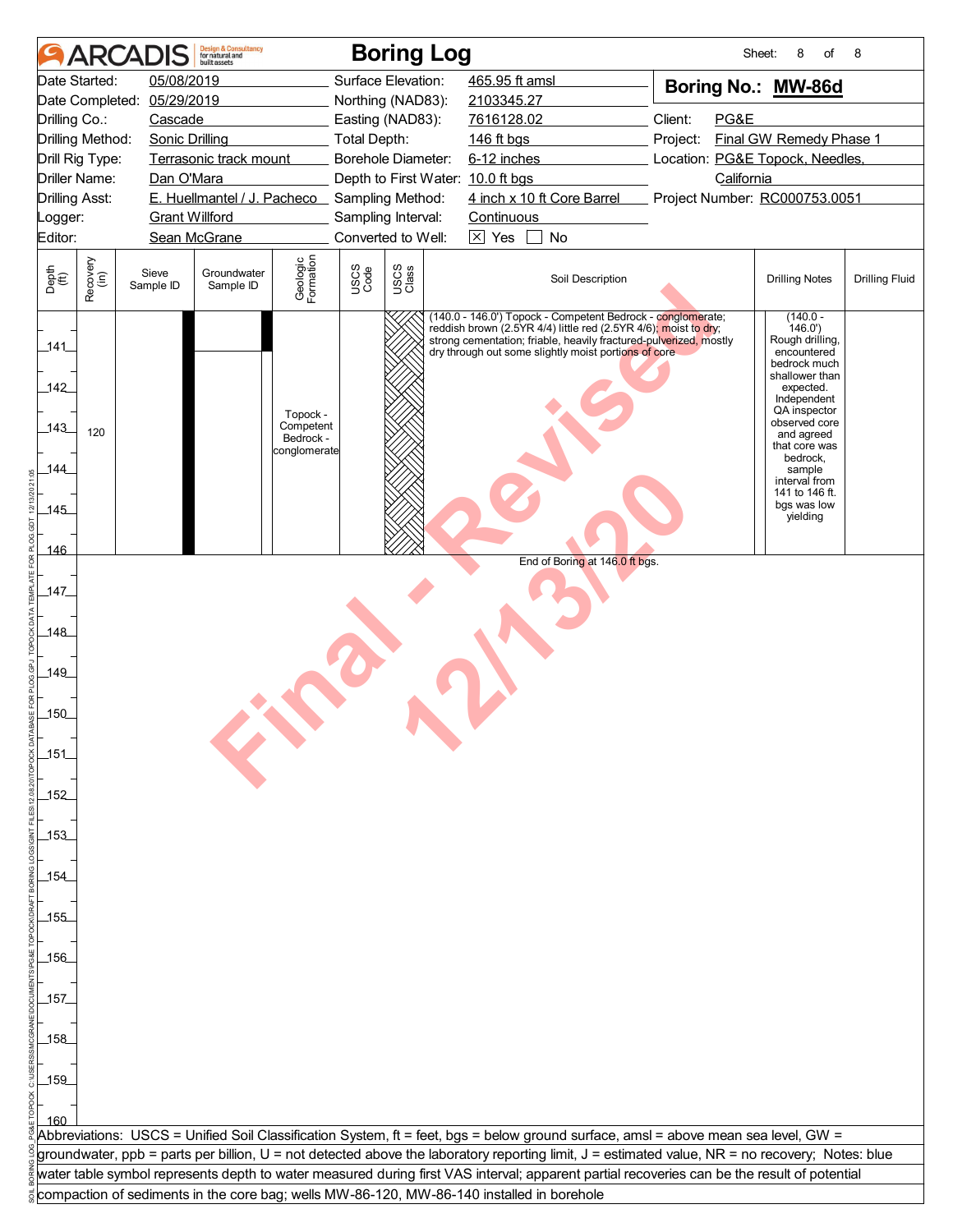# ARCADIS Boring Log

Sheet: 8 of 8

| | | | |
|---|---|---|---|
| Date Started: 05/08/2019 | Surface Elevation: 465.95 ft amsl | **Boring No.: MW-86d** | |
| Date Completed: 05/29/2019 | Northing (NAD83): 2103345.27 | | |
| Drilling Co.: Cascade | Easting (NAD83): 7616128.02 | Client: PG&E | |
| Drilling Method: Sonic Drilling | Total Depth: 146 ft bgs | Project: Final GW Remedy Phase 1 | |
| Drill Rig Type: Terrasonic track mount | Borehole Diameter: 6-12 inches | Location: PG&E Topock, Needles, California | |
| Driller Name: Dan O'Mara | Depth to First Water: 10.0 ft bgs | | |
| Drilling Asst: E. Huellmantel / J. Pacheco | Sampling Method: 4 inch x 10 ft Core Barrel | Project Number: RC000753.0051 | |
| Logger: Grant Willford | Sampling Interval: Continuous | | |
| Editor: Sean McGrane | Converted to Well: ☒ Yes ☐ No | | |

| Depth (ft) | Recovery (in) | Sieve Sample ID | Groundwater Sample ID | Geologic Formation | USCS Code | USCS Class | Soil Description | Drilling Notes | Drilling Fluid |
|---|---|---|---|---|---|---|---|---|---|
| 140-146 | 120 | | | Topock - Competent Bedrock - conglomerate | | | (140.0 - 146.0') Topock - Competent Bedrock - conglomerate; reddish brown (2.5YR 4/4) little red (2.5YR 4/6); moist to dry; strong cementation; friable, heavily fractured-pulverized, mostly dry through out some slightly moist portions of core | (140.0 - 146.0') Rough drilling, encountered bedrock much shallower than expected. Independent QA inspector observed core and agreed that core was bedrock, sample interval from 141 to 146 ft. bgs was low yielding | |

End of Boring at 146.0 ft bgs.

Final - Revised 12/13/20

Abbreviations: USCS = Unified Soil Classification System, ft = feet, bgs = below ground surface, amsl = above mean sea level, GW = groundwater, ppb = parts per billion, U = not detected above the laboratory reporting limit, J = estimated value, NR = no recovery; Notes: blue water table symbol represents depth to water measured during first VAS interval; apparent partial recoveries can be the result of potential compaction of sediments in the core bag; wells MW-86-120, MW-86-140 installed in borehole